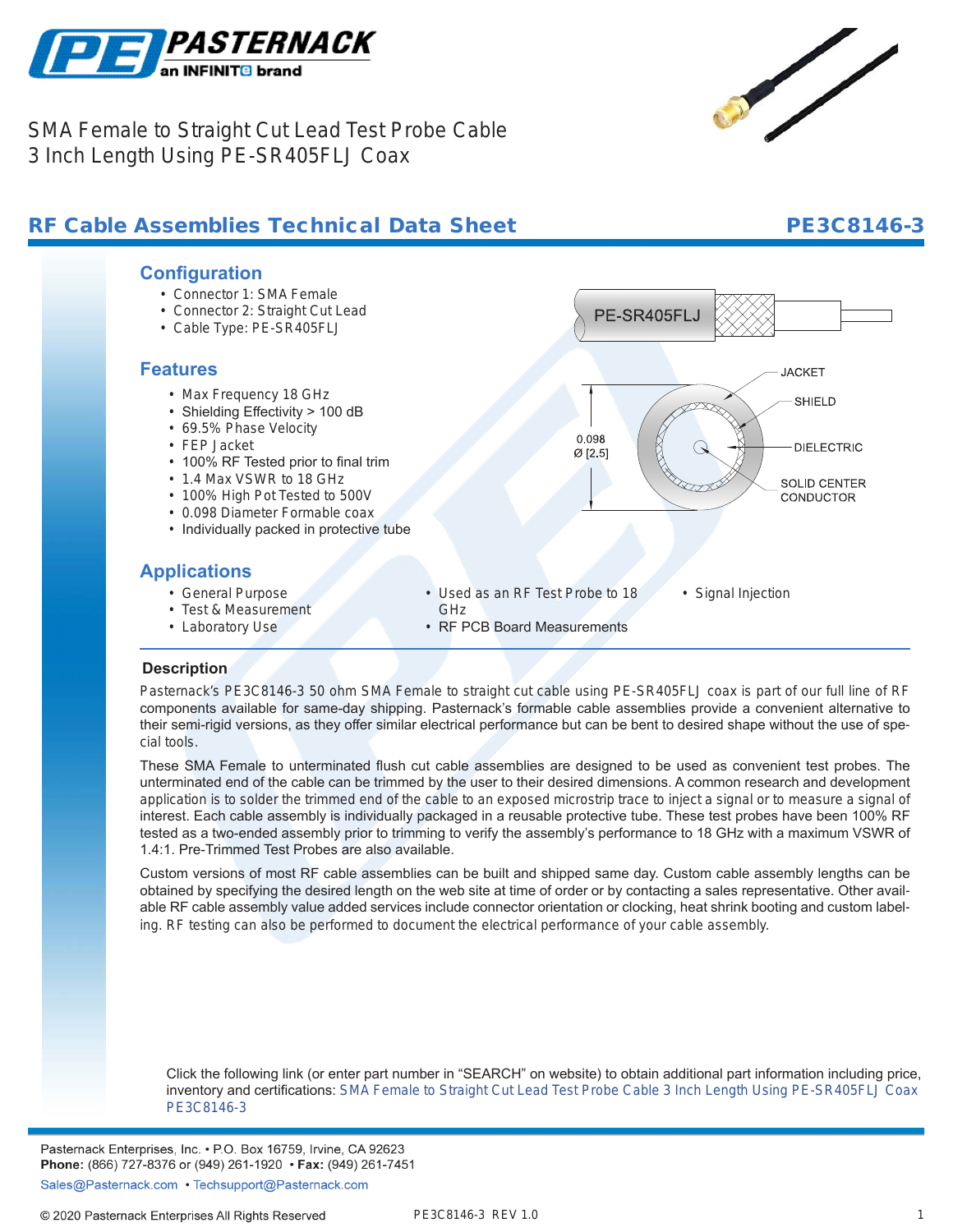# SMA Female to Straight Cut Lead Test Probe Cable 3 Inch Length Using PE-SR405FLJ Coax

## RF Cable Assemblies Technical Data Sheet

**PE3C8146-3**

### Configuration

- Connector 1: SMA Female
- Connector 2: Straight Cut Lead
- Cable Type: PE-SR405FLJ

PE-SR405FLJ

JACKET

SHIELD

DIELECTRIC

SOLID CENTER CONDUCTOR

0.098 Ø [2,5]

### Features

- Max Frequency 18 GHz
- Shielding Effectivity > 100 dB
- 69.5% Phase Velocity
- FEP Jacket
- 100% RF Tested prior to final trim
- 1.4 Max VSWR to 18 GHz
- 100% High Pot Tested to 500V
- 0.098 Diameter Formable coax
- Individually packed in protective tube

### Applications

- General Purpose
- Test & Measurement
- Laboratory Use
- Used as an RF Test Probe to 18 GHz
- RF PCB Board Measurements
- Signal Injection

### Description

Pasternack's PE3C8146-3 50 ohm SMA Female to straight cut cable using PE-SR405FLJ coax is part of our full line of RF components available for same-day shipping. Pasternack's formable cable assemblies provide a convenient alternative to their semi-rigid versions, as they offer similar electrical performance but can be bent to desired shape without the use of special tools.

These SMA Female to unterminated flush cut cable assemblies are designed to be used as convenient test probes. The unterminated end of the cable can be trimmed by the user to their desired dimensions. A common research and development application is to solder the trimmed end of the cable to an exposed microstrip trace to inject a signal or to measure a signal of interest. Each cable assembly is individually packaged in a reusable protective tube. These test probes have been 100% RF tested as a two-ended assembly prior to trimming to verify the assembly's performance to 18 GHz with a maximum VSWR of 1.4:1. Pre-Trimmed Test Probes are also available.

Custom versions of most RF cable assemblies can be built and shipped same day. Custom cable assembly lengths can be obtained by specifying the desired length on the web site at time of order or by contacting a sales representative. Other available RF cable assembly value added services include connector orientation or clocking, heat shrink booting and custom labeling. RF testing can also be performed to document the electrical performance of your cable assembly.

Click the following link (or enter part number in "SEARCH" on website) to obtain additional part information including price, inventory and certifications: SMA Female to Straight Cut Lead Test Probe Cable 3 Inch Length Using PE-SR405FLJ Coax PE3C8146-3

Pasternack Enterprises, Inc. • P.O. Box 16759, Irvine, CA 92623
**Phone:** (866) 727-8376 or (949) 261-1920 • **Fax:** (949) 261-7451
Sales@Pasternack.com • Techsupport@Pasternack.com

© 2020 Pasternack Enterprises All Rights Reserved

PE3C8146-3 REV 1.0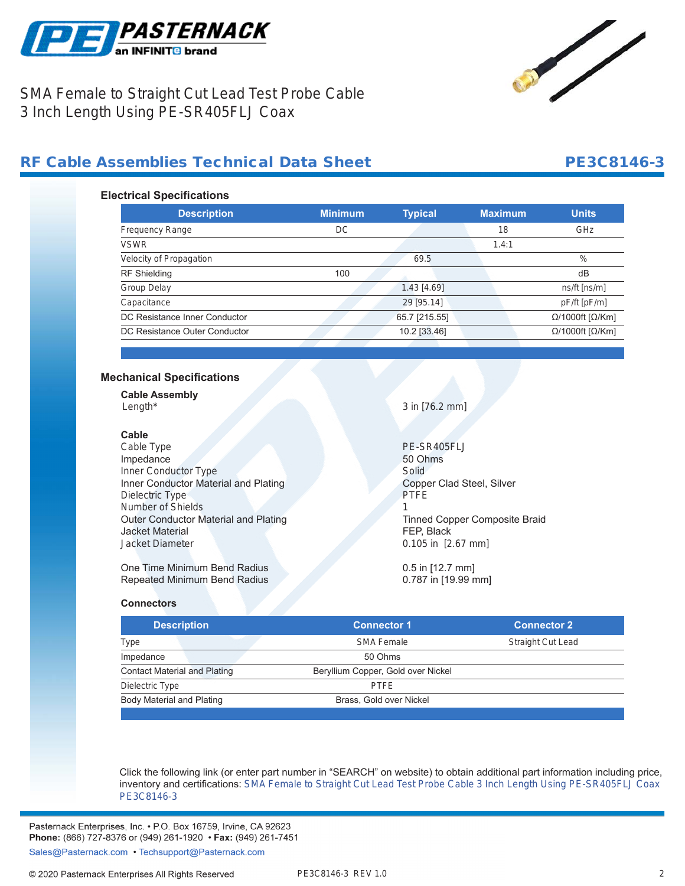# SMA Female to Straight Cut Lead Test Probe Cable 3 Inch Length Using PE-SR405FLJ Coax

## RF Cable Assemblies Technical Data Sheet — PE3C8146-3

### Electrical Specifications

| Description | Minimum | Typical | Maximum | Units |
|---|---|---|---|---|
| Frequency Range | DC | | 18 | GHz |
| VSWR | | | 1.4:1 | |
| Velocity of Propagation | | 69.5 | | % |
| RF Shielding | 100 | | | dB |
| Group Delay | | 1.43 [4.69] | | ns/ft [ns/m] |
| Capacitance | | 29 [95.14] | | pF/ft [pF/m] |
| DC Resistance Inner Conductor | | 65.7 [215.55] | | Ω/1000ft [Ω/Km] |
| DC Resistance Outer Conductor | | 10.2 [33.46] | | Ω/1000ft [Ω/Km] |

### Mechanical Specifications

**Cable Assembly**

Length* — 3 in [76.2 mm]

**Cable**

| | |
|---|---|
| Cable Type | PE-SR405FLJ |
| Impedance | 50 Ohms |
| Inner Conductor Type | Solid |
| Inner Conductor Material and Plating | Copper Clad Steel, Silver |
| Dielectric Type | PTFE |
| Number of Shields | 1 |
| Outer Conductor Material and Plating | Tinned Copper Composite Braid |
| Jacket Material | FEP, Black |
| Jacket Diameter | 0.105 in [2.67 mm] |
| One Time Minimum Bend Radius | 0.5 in [12.7 mm] |
| Repeated Minimum Bend Radius | 0.787 in [19.99 mm] |

**Connectors**

| Description | Connector 1 | Connector 2 |
|---|---|---|
| Type | SMA Female | Straight Cut Lead |
| Impedance | 50 Ohms | |
| Contact Material and Plating | Beryllium Copper, Gold over Nickel | |
| Dielectric Type | PTFE | |
| Body Material and Plating | Brass, Gold over Nickel | |

Click the following link (or enter part number in "SEARCH" on website) to obtain additional part information including price, inventory and certifications: SMA Female to Straight Cut Lead Test Probe Cable 3 Inch Length Using PE-SR405FLJ Coax PE3C8146-3

Pasternack Enterprises, Inc. • P.O. Box 16759, Irvine, CA 92623
**Phone:** (866) 727-8376 or (949) 261-1920 • **Fax:** (949) 261-7451
Sales@Pasternack.com • Techsupport@Pasternack.com

© 2020 Pasternack Enterprises All Rights Reserved

PE3C8146-3 REV 1.0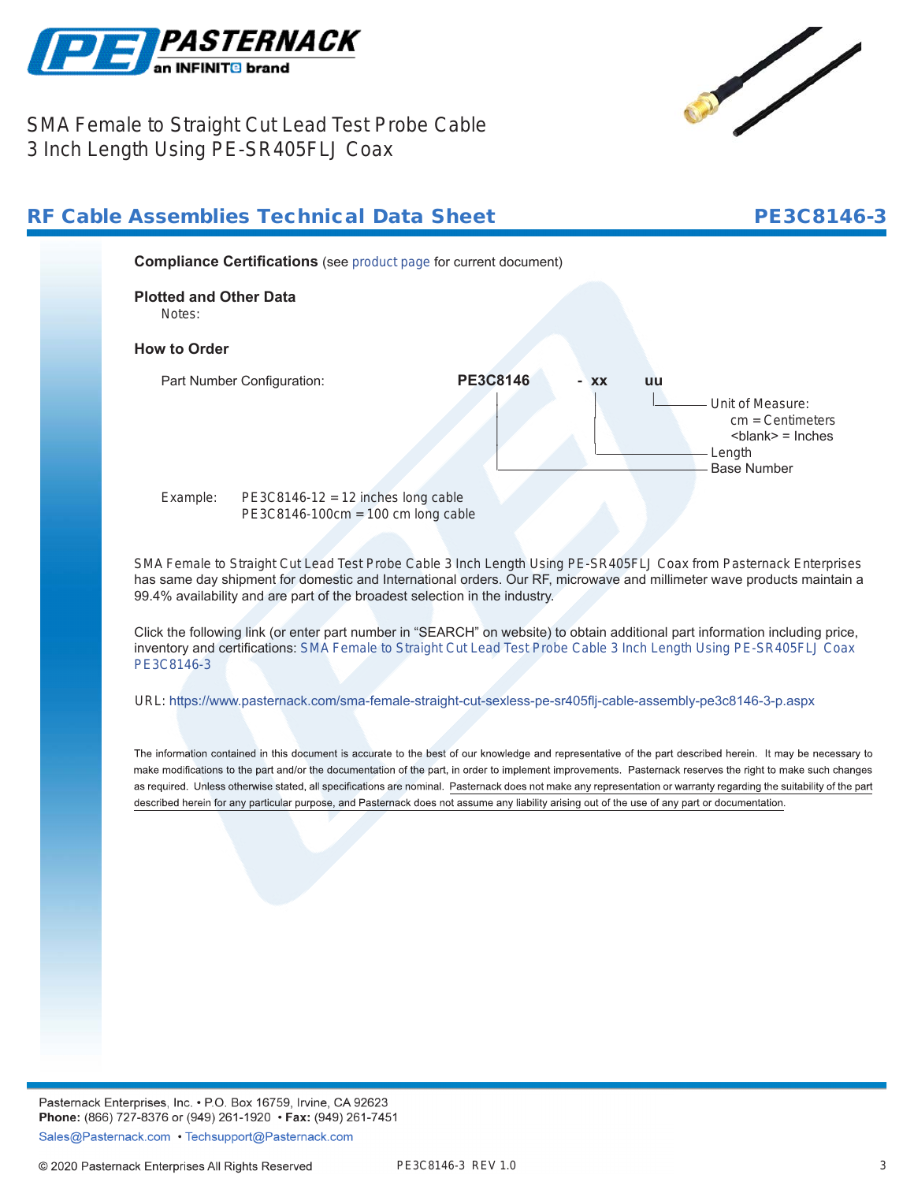SMA Female to Straight Cut Lead Test Probe Cable 3 Inch Length Using PE-SR405FLJ Coax

## RF Cable Assemblies Technical Data Sheet

**PE3C8146-3**

### Compliance Certifications (see product page for current document)

### Plotted and Other Data

Notes:

### How to Order

Part Number Configuration: **PE3C8146 - xx uu**

- uu — Unit of Measure:
  - cm = Centimeters
  - <blank> = Inches
- xx — Length
- PE3C8146 — Base Number

Example: PE3C8146-12 = 12 inches long cable
PE3C8146-100cm = 100 cm long cable

SMA Female to Straight Cut Lead Test Probe Cable 3 Inch Length Using PE-SR405FLJ Coax from Pasternack Enterprises has same day shipment for domestic and International orders. Our RF, microwave and millimeter wave products maintain a 99.4% availability and are part of the broadest selection in the industry.

Click the following link (or enter part number in "SEARCH" on website) to obtain additional part information including price, inventory and certifications: SMA Female to Straight Cut Lead Test Probe Cable 3 Inch Length Using PE-SR405FLJ Coax PE3C8146-3

URL: https://www.pasternack.com/sma-female-straight-cut-sexless-pe-sr405flj-cable-assembly-pe3c8146-3-p.aspx

The information contained in this document is accurate to the best of our knowledge and representative of the part described herein. It may be necessary to make modifications to the part and/or the documentation of the part, in order to implement improvements. Pasternack reserves the right to make such changes as required. Unless otherwise stated, all specifications are nominal. Pasternack does not make any representation or warranty regarding the suitability of the part described herein for any particular purpose, and Pasternack does not assume any liability arising out of the use of any part or documentation.

Pasternack Enterprises, Inc. • P.O. Box 16759, Irvine, CA 92623
**Phone:** (866) 727-8376 or (949) 261-1920 • **Fax:** (949) 261-7451
Sales@Pasternack.com • Techsupport@Pasternack.com

© 2020 Pasternack Enterprises All Rights Reserved

PE3C8146-3 REV 1.0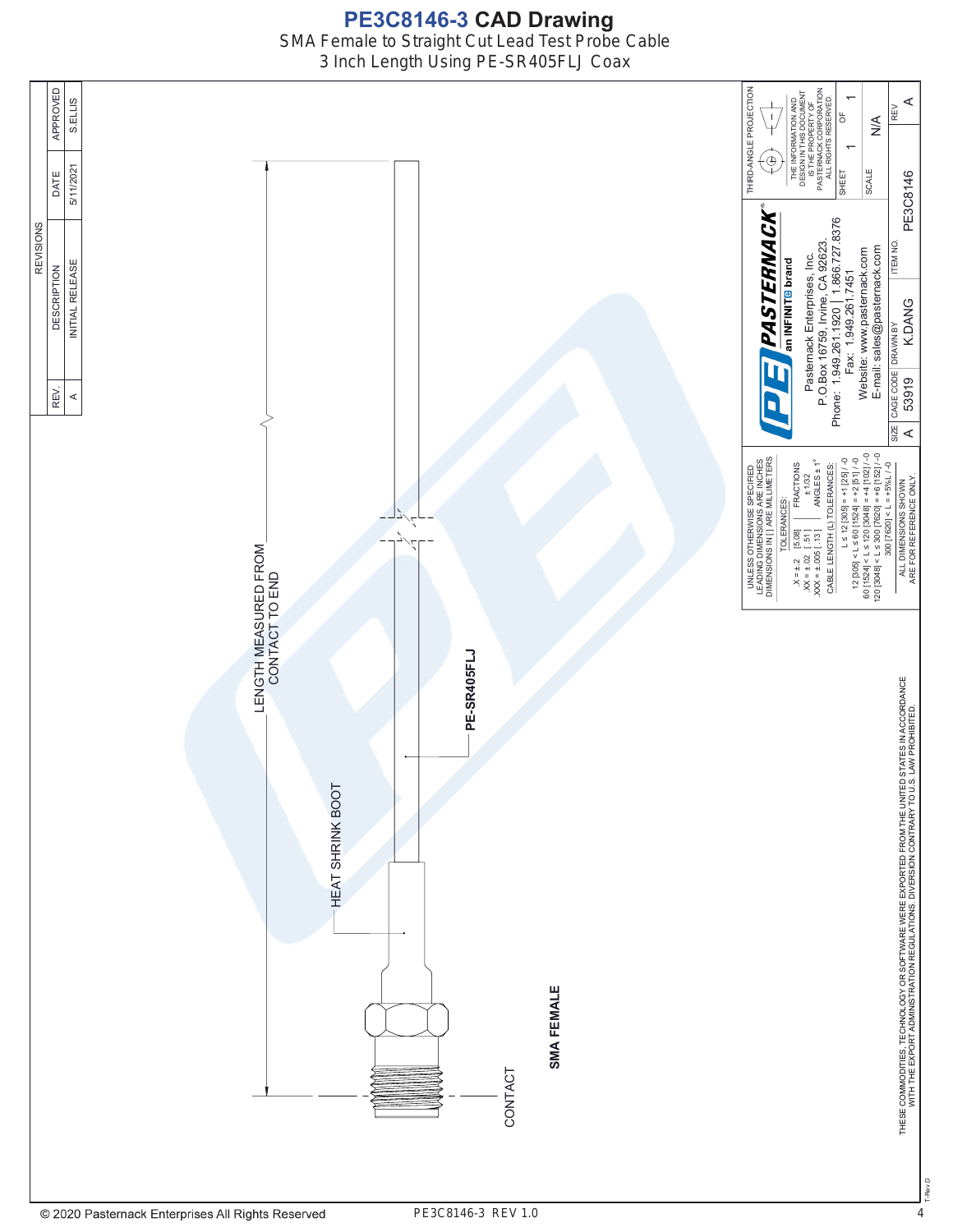# PE3C8146-3 CAD Drawing

SMA Female to Straight Cut Lead Test Probe Cable
3 Inch Length Using PE-SR405FLJ Coax

LENGTH MEASURED FROM CONTACT TO END

PE-SR405FLJ

HEAT SHRINK BOOT

SMA FEMALE

CONTACT

| REVISIONS | | | |
|---|---|---|---|
| REV. | DESCRIPTION | DATE | APPROVED |
| A | INITIAL RELEASE | 5/11/2021 | S.ELLIS |

UNLESS OTHERWISE SPECIFIED LEADING DIMENSIONS ARE INCHES DIMENSIONS IN [ ] ARE MILLIMETERS

TOLERANCES:

.X = ±.2 [5.08]
.XX = ±.02 [.51]
.XXX = ±.005 [.13]

FRACTIONS ±1/32
ANGLES ± 1°

CABLE LENGTH (L) TOLERANCES:

L ≤ 12 [305] = +1 [25] / -0
12 [305] < L ≤ 60 [1524] = +2 [51] / -0
60 [1524] < L ≤ 120 [3048] = +4 [102] / -0
120 [3048] < L ≤ 300 [7620] = +6 [152] / -0
300 [7620] < L = +5%L / -0

ALL DIMENSIONS SHOWN ARE FOR REFERENCE ONLY.

PASTERNACK® an INFINITE brand

Pasternack Enterprises, Inc.
P.O.Box 16759, Irvine, CA 92623
Phone: 1.949.261.1920 | 1.866.727.8376
Fax: 1.949.261.7451
Website: www.pasternack.com
E-mail: sales@pasternack.com

THIRD-ANGLE PROJECTION

THE INFORMATION AND DESIGN IN THIS DOCUMENT IS THE PROPERTY OF PASTERNACK CORPORATION ALL RIGHTS RESERVED.

| SIZE | CAGE CODE | DRAWN BY | ITEM NO. | REV |
|---|---|---|---|---|
| A | 53919 | K.DANG | PE3C8146 | A |

SHEET 1 OF 1

SCALE N/A

THESE COMMODITIES, TECHNOLOGY OR SOFTWARE WERE EXPORTED FROM THE UNITED STATES IN ACCORDANCE WITH THE EXPORT ADMINISTRATION REGULATIONS. DIVERSION CONTRARY TO U.S. LAW PROHIBITED.

© 2020 Pasternack Enterprises All Rights Reserved

PE3C8146-3 REV 1.0